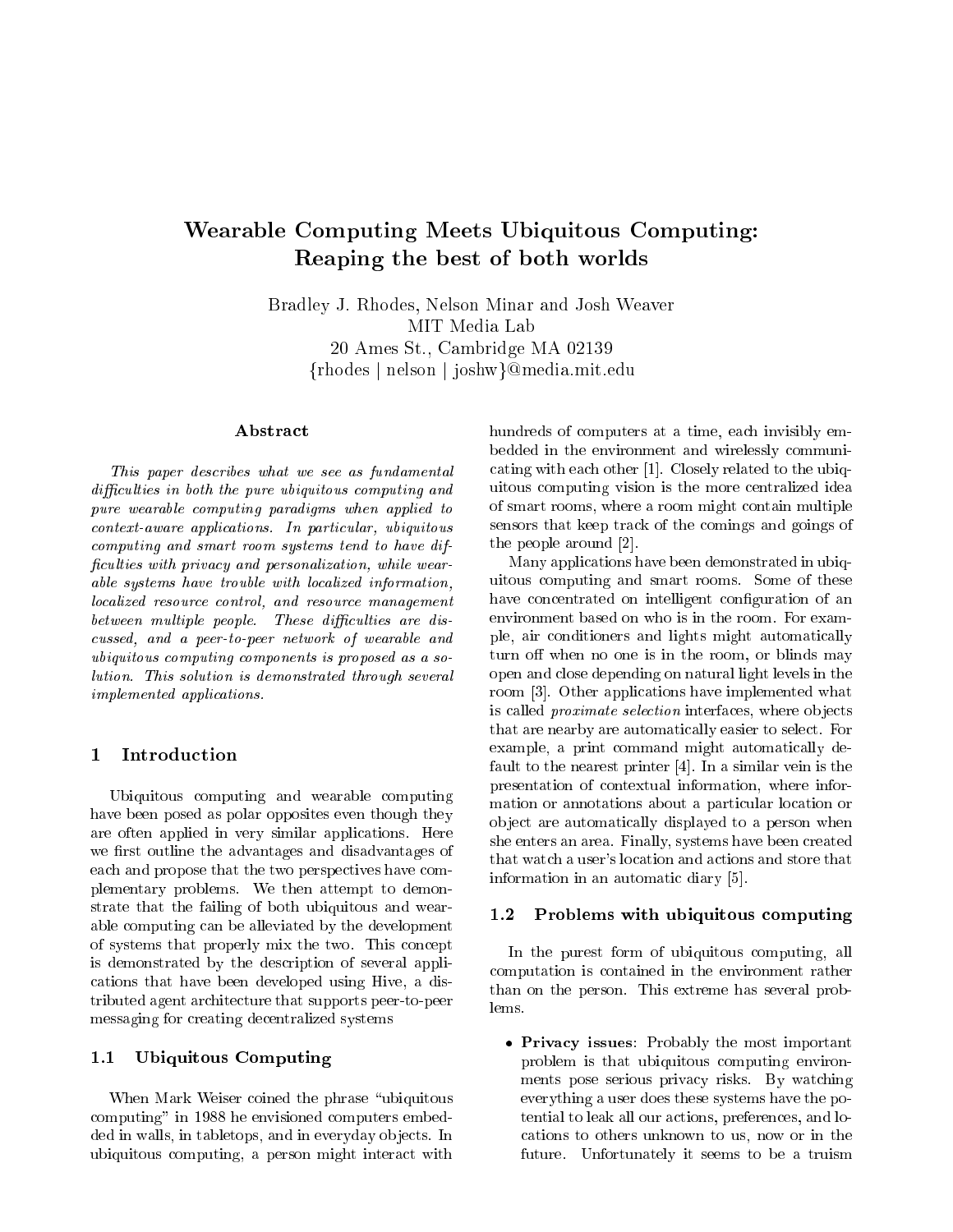# Wearable Computing Meets Ubiquitous Computing: Reaping the best of both worlds

Bradley J. Rhodes, Nelson Minar and Josh Weaver
MIT Media Lab
20 Ames St., Cambridge MA 02139
{rhodes | nelson | joshw}@media.mit.edu

### Abstract

*This paper describes what we see as fundamental difficulties in both the pure ubiquitous computing and pure wearable computing paradigms when applied to context-aware applications. In particular, ubiquitous computing and smart room systems tend to have difficulties with privacy and personalization, while wearable systems have trouble with localized information, localized resource control, and resource management between multiple people. These difficulties are discussed, and a peer-to-peer network of wearable and ubiquitous computing components is proposed as a solution. This solution is demonstrated through several implemented applications.*

## 1 Introduction

Ubiquitous computing and wearable computing have been posed as polar opposites even though they are often applied in very similar applications. Here we first outline the advantages and disadvantages of each and propose that the two perspectives have complementary problems. We then attempt to demonstrate that the failing of both ubiquitous and wearable computing can be alleviated by the development of systems that properly mix the two. This concept is demonstrated by the description of several applications that have been developed using Hive, a distributed agent architecture that supports peer-to-peer messaging for creating decentralized systems

### 1.1 Ubiquitous Computing

When Mark Weiser coined the phrase "ubiquitous computing" in 1988 he envisioned computers embedded in walls, in tabletops, and in everyday objects. In ubiquitous computing, a person might interact with hundreds of computers at a time, each invisibly embedded in the environment and wirelessly communicating with each other [1]. Closely related to the ubiquitous computing vision is the more centralized idea of smart rooms, where a room might contain multiple sensors that keep track of the comings and goings of the people around [2].

Many applications have been demonstrated in ubiquitous computing and smart rooms. Some of these have concentrated on intelligent configuration of an environment based on who is in the room. For example, air conditioners and lights might automatically turn off when no one is in the room, or blinds may open and close depending on natural light levels in the room [3]. Other applications have implemented what is called *proximate selection* interfaces, where objects that are nearby are automatically easier to select. For example, a print command might automatically default to the nearest printer [4]. In a similar vein is the presentation of contextual information, where information or annotations about a particular location or object are automatically displayed to a person when she enters an area. Finally, systems have been created that watch a user's location and actions and store that information in an automatic diary [5].

### 1.2 Problems with ubiquitous computing

In the purest form of ubiquitous computing, all computation is contained in the environment rather than on the person. This extreme has several problems.

- **Privacy issues**: Probably the most important problem is that ubiquitous computing environments pose serious privacy risks. By watching everything a user does these systems have the potential to leak all our actions, preferences, and locations to others unknown to us, now or in the future. Unfortunately it seems to be a truism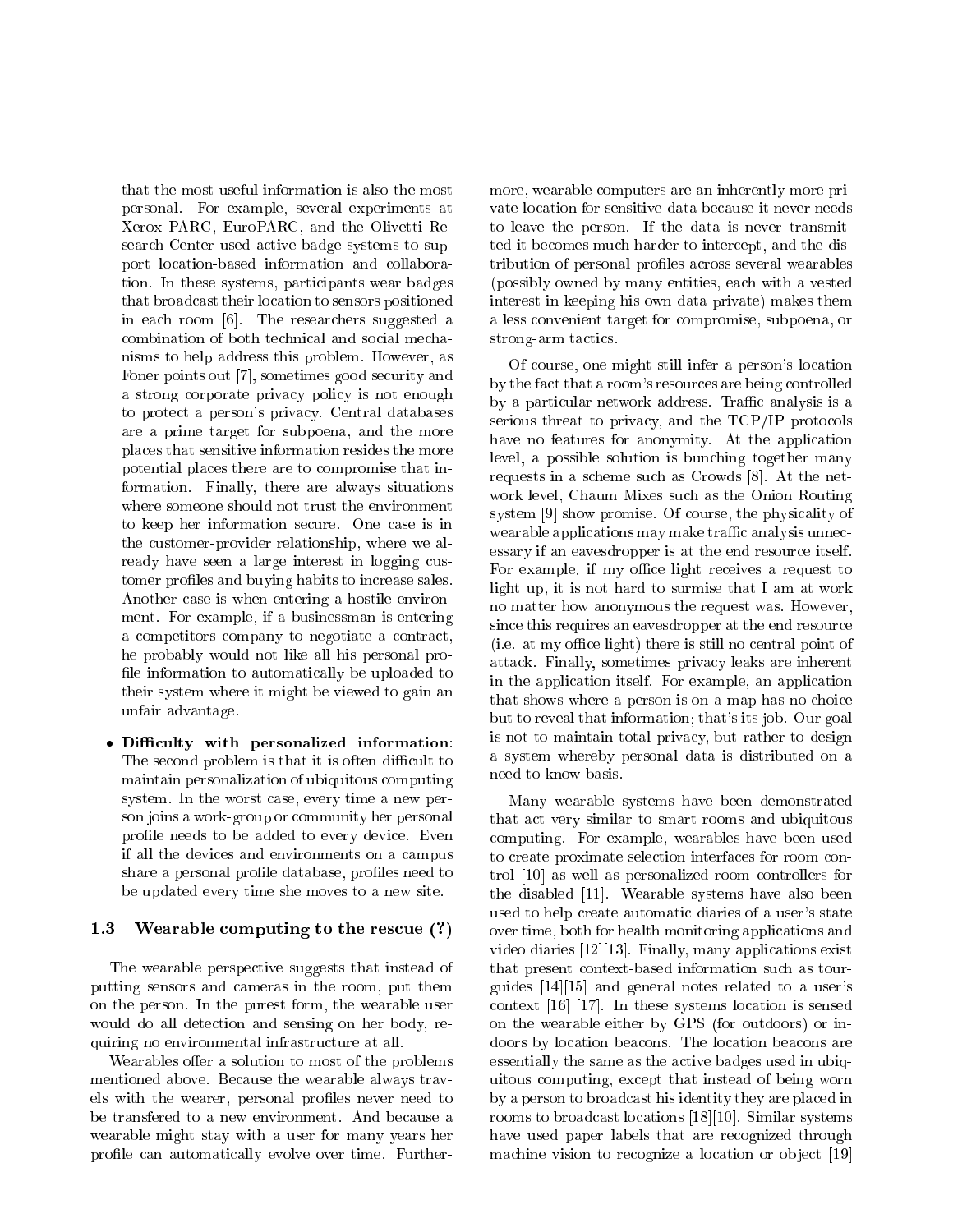that the most useful information is also the most personal. For example, several experiments at Xerox PARC, EuroPARC, and the Olivetti Research Center used active badge systems to support location-based information and collaboration. In these systems, participants wear badges that broadcast their location to sensors positioned in each room [6]. The researchers suggested a combination of both technical and social mechanisms to help address this problem. However, as Foner points out [7], sometimes good security and a strong corporate privacy policy is not enough to protect a person's privacy. Central databases are a prime target for subpoena, and the more places that sensitive information resides the more potential places there are to compromise that information. Finally, there are always situations where someone should not trust the environment to keep her information secure. One case is in the customer-provider relationship, where we already have seen a large interest in logging customer profiles and buying habits to increase sales. Another case is when entering a hostile environment. For example, if a businessman is entering a competitors company to negotiate a contract, he probably would not like all his personal profile information to automatically be uploaded to their system where it might be viewed to gain an unfair advantage.

- **Difficulty with personalized information**: The second problem is that it is often difficult to maintain personalization of ubiquitous computing system. In the worst case, every time a new person joins a work-group or community her personal profile needs to be added to every device. Even if all the devices and environments on a campus share a personal profile database, profiles need to be updated every time she moves to a new site.

### 1.3 Wearable computing to the rescue (?)

The wearable perspective suggests that instead of putting sensors and cameras in the room, put them on the person. In the purest form, the wearable user would do all detection and sensing on her body, requiring no environmental infrastructure at all.

Wearables offer a solution to most of the problems mentioned above. Because the wearable always travels with the wearer, personal profiles never need to be transfered to a new environment. And because a wearable might stay with a user for many years her profile can automatically evolve over time. Furthermore, wearable computers are an inherently more private location for sensitive data because it never needs to leave the person. If the data is never transmitted it becomes much harder to intercept, and the distribution of personal profiles across several wearables (possibly owned by many entities, each with a vested interest in keeping his own data private) makes them a less convenient target for compromise, subpoena, or strong-arm tactics.

Of course, one might still infer a person's location by the fact that a room's resources are being controlled by a particular network address. Traffic analysis is a serious threat to privacy, and the TCP/IP protocols have no features for anonymity. At the application level, a possible solution is bunching together many requests in a scheme such as Crowds [8]. At the network level, Chaum Mixes such as the Onion Routing system [9] show promise. Of course, the physicality of wearable applications may make traffic analysis unnecessary if an eavesdropper is at the end resource itself. For example, if my office light receives a request to light up, it is not hard to surmise that I am at work no matter how anonymous the request was. However, since this requires an eavesdropper at the end resource (i.e. at my office light) there is still no central point of attack. Finally, sometimes privacy leaks are inherent in the application itself. For example, an application that shows where a person is on a map has no choice but to reveal that information; that's its job. Our goal is not to maintain total privacy, but rather to design a system whereby personal data is distributed on a need-to-know basis.

Many wearable systems have been demonstrated that act very similar to smart rooms and ubiquitous computing. For example, wearables have been used to create proximate selection interfaces for room control [10] as well as personalized room controllers for the disabled [11]. Wearable systems have also been used to help create automatic diaries of a user's state over time, both for health monitoring applications and video diaries [12][13]. Finally, many applications exist that present context-based information such as tour-guides [14][15] and general notes related to a user's context [16] [17]. In these systems location is sensed on the wearable either by GPS (for outdoors) or indoors by location beacons. The location beacons are essentially the same as the active badges used in ubiquitous computing, except that instead of being worn by a person to broadcast his identity they are placed in rooms to broadcast locations [18][10]. Similar systems have used paper labels that are recognized through machine vision to recognize a location or object [19]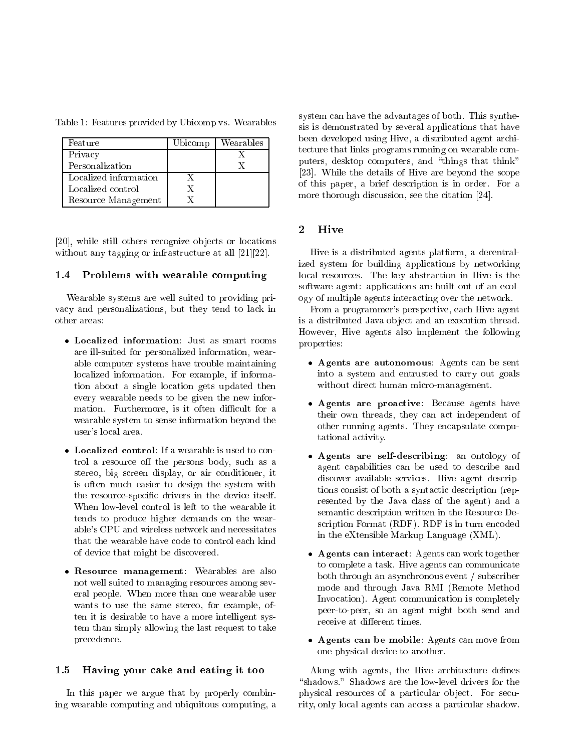Table 1: Features provided by Ubicomp vs. Wearables

| Feature | Ubicomp | Wearables |
| --- | --- | --- |
| Privacy | | X |
| Personalization | | X |
| Localized information | X | |
| Localized control | X | |
| Resource Management | X | |

[20], while still others recognize objects or locations without any tagging or infrastructure at all [21][22].

### 1.4 Problems with wearable computing

Wearable systems are well suited to providing privacy and personalizations, but they tend to lack in other areas:

- **Localized information**: Just as smart rooms are ill-suited for personalized information, wearable computer systems have trouble maintaining localized information. For example, if information about a single location gets updated then every wearable needs to be given the new information. Furthermore, is it often difficult for a wearable system to sense information beyond the user's local area.
- **Localized control**: If a wearable is used to control a resource off the persons body, such as a stereo, big screen display, or air conditioner, it is often much easier to design the system with the resource-specific drivers in the device itself. When low-level control is left to the wearable it tends to produce higher demands on the wearable's CPU and wireless network and necessitates that the wearable have code to control each kind of device that might be discovered.
- **Resource management**: Wearables are also not well suited to managing resources among several people. When more than one wearable user wants to use the same stereo, for example, often it is desirable to have a more intelligent system than simply allowing the last request to take precedence.

### 1.5 Having your cake and eating it too

In this paper we argue that by properly combining wearable computing and ubiquitous computing, a system can have the advantages of both. This synthesis is demonstrated by several applications that have been developed using Hive, a distributed agent architecture that links programs running on wearable computers, desktop computers, and "things that think" [23]. While the details of Hive are beyond the scope of this paper, a brief description is in order. For a more thorough discussion, see the citation [24].

## 2 Hive

Hive is a distributed agents platform, a decentralized system for building applications by networking local resources. The key abstraction in Hive is the software agent: applications are built out of an ecology of multiple agents interacting over the network.

From a programmer's perspective, each Hive agent is a distributed Java object and an execution thread. However, Hive agents also implement the following properties:

- **Agents are autonomous**: Agents can be sent into a system and entrusted to carry out goals without direct human micro-management.
- **Agents are proactive**: Because agents have their own threads, they can act independent of other running agents. They encapsulate computational activity.
- **Agents are self-describing**: an ontology of agent capabilities can be used to describe and discover available services. Hive agent descriptions consist of both a syntactic description (represented by the Java class of the agent) and a semantic description written in the Resource Description Format (RDF). RDF is in turn encoded in the eXtensible Markup Language (XML).
- **Agents can interact**: Agents can work together to complete a task. Hive agents can communicate both through an asynchronous event / subscriber mode and through Java RMI (Remote Method Invocation). Agent communication is completely peer-to-peer, so an agent might both send and receive at different times.
- **Agents can be mobile**: Agents can move from one physical device to another.

Along with agents, the Hive architecture defines "shadows." Shadows are the low-level drivers for the physical resources of a particular object. For security, only local agents can access a particular shadow.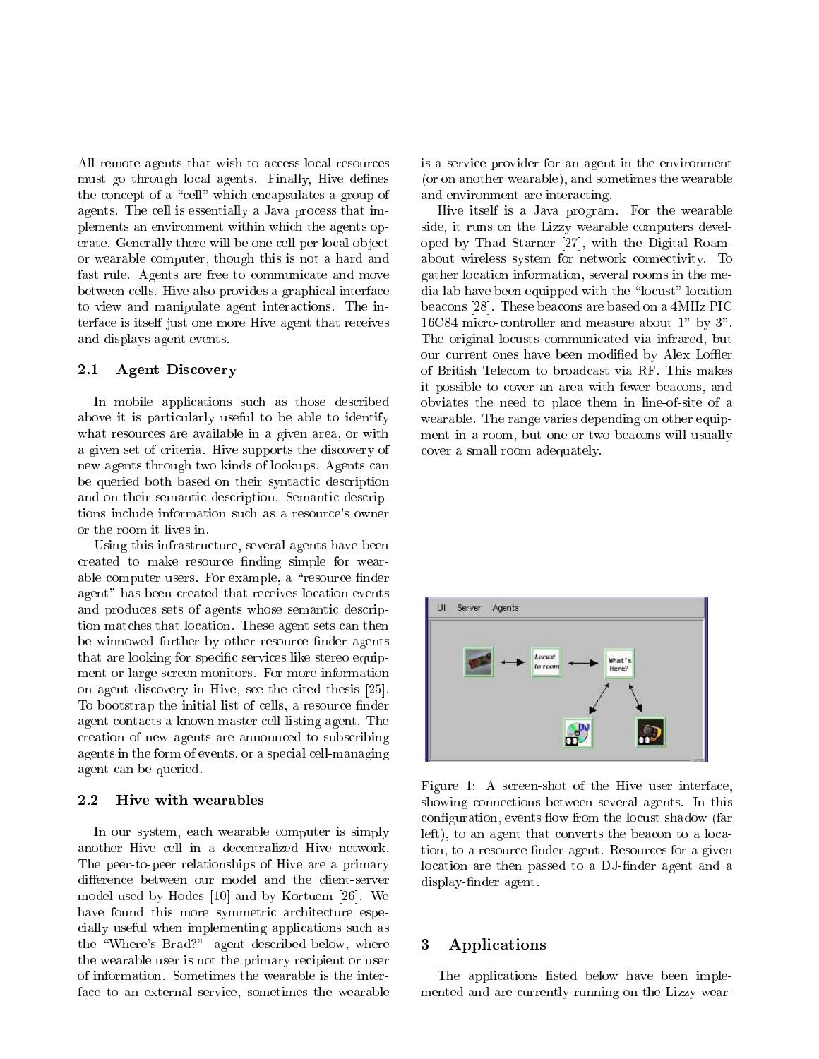All remote agents that wish to access local resources must go through local agents. Finally, Hive defines the concept of a "cell" which encapsulates a group of agents. The cell is essentially a Java process that implements an environment within which the agents operate. Generally there will be one cell per local object or wearable computer, though this is not a hard and fast rule. Agents are free to communicate and move between cells. Hive also provides a graphical interface to view and manipulate agent interactions. The interface is itself just one more Hive agent that receives and displays agent events.

### 2.1 Agent Discovery

In mobile applications such as those described above it is particularly useful to be able to identify what resources are available in a given area, or with a given set of criteria. Hive supports the discovery of new agents through two kinds of lookups. Agents can be queried both based on their syntactic description and on their semantic description. Semantic descriptions include information such as a resource's owner or the room it lives in.

Using this infrastructure, several agents have been created to make resource finding simple for wearable computer users. For example, a "resource finder agent" has been created that receives location events and produces sets of agents whose semantic description matches that location. These agent sets can then be winnowed further by other resource finder agents that are looking for specific services like stereo equipment or large-screen monitors. For more information on agent discovery in Hive, see the cited thesis [25]. To bootstrap the initial list of cells, a resource finder agent contacts a known master cell-listing agent. The creation of new agents are announced to subscribing agents in the form of events, or a special cell-managing agent can be queried.

### 2.2 Hive with wearables

In our system, each wearable computer is simply another Hive cell in a decentralized Hive network. The peer-to-peer relationships of Hive are a primary difference between our model and the client-server model used by Hodes [10] and by Kortuem [26]. We have found this more symmetric architecture especially useful when implementing applications such as the "Where's Brad?" agent described below, where the wearable user is not the primary recipient or user of information. Sometimes the wearable is the interface to an external service, sometimes the wearable is a service provider for an agent in the environment (or on another wearable), and sometimes the wearable and environment are interacting.

Hive itself is a Java program. For the wearable side, it runs on the Lizzy wearable computers developed by Thad Starner [27], with the Digital Roam-about wireless system for network connectivity. To gather location information, several rooms in the media lab have been equipped with the "locust" location beacons [28]. These beacons are based on a 4MHz PIC 16C84 micro-controller and measure about 1" by 3". The original locusts communicated via infrared, but our current ones have been modified by Alex Loffler of British Telecom to broadcast via RF. This makes it possible to cover an area with fewer beacons, and obviates the need to place them in line-of-site of a wearable. The range varies depending on other equipment in a room, but one or two beacons will usually cover a small room adequately.

Figure 1: A screen-shot of the Hive user interface, showing connections between several agents. In this configuration, events flow from the locust shadow (far left), to an agent that converts the beacon to a location, to a resource finder agent. Resources for a given location are then passed to a DJ-finder agent and a display-finder agent.

## 3 Applications

The applications listed below have been implemented and are currently running on the Lizzy wear-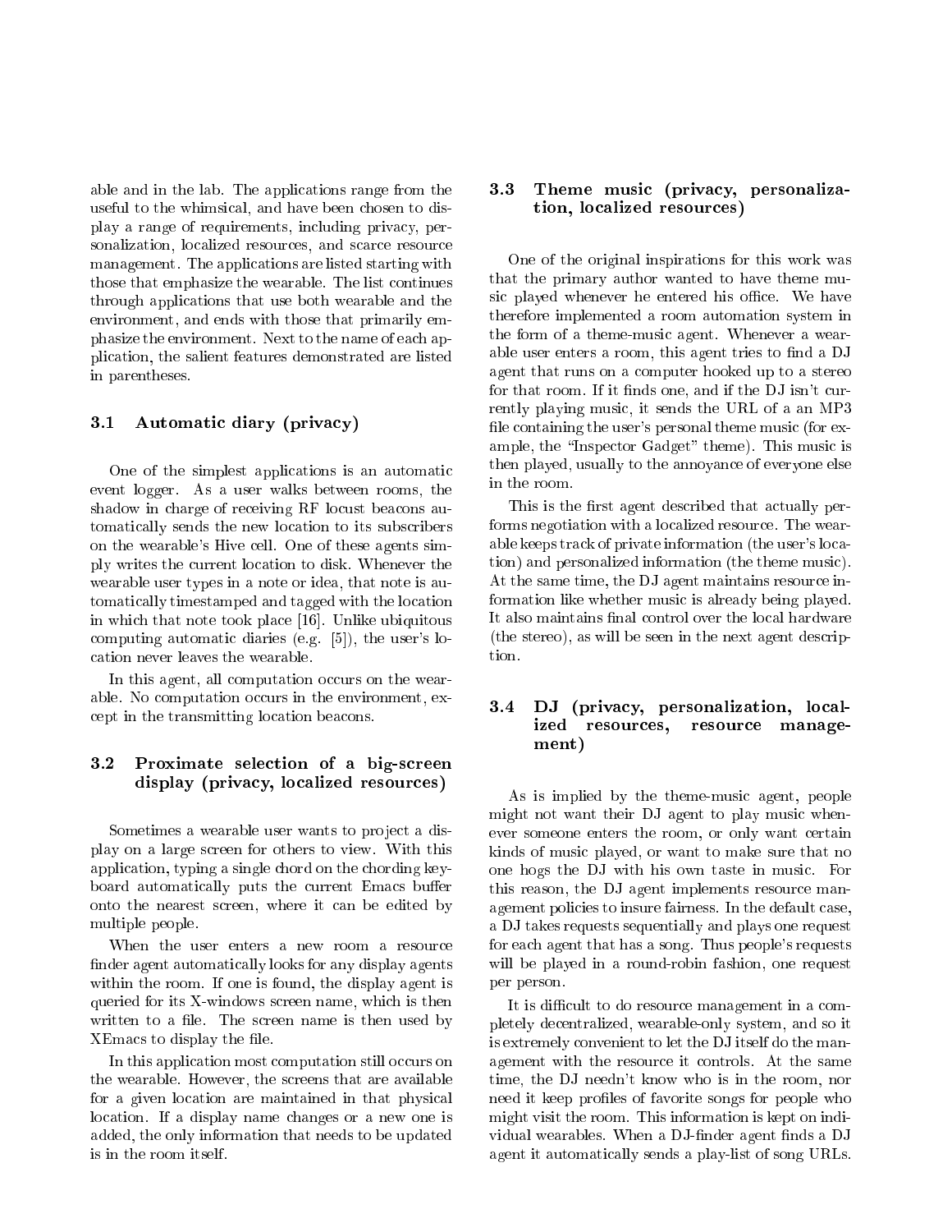able and in the lab. The applications range from the useful to the whimsical, and have been chosen to display a range of requirements, including privacy, personalization, localized resources, and scarce resource management. The applications are listed starting with those that emphasize the wearable. The list continues through applications that use both wearable and the environment, and ends with those that primarily emphasize the environment. Next to the name of each application, the salient features demonstrated are listed in parentheses.

### 3.1 Automatic diary (privacy)

One of the simplest applications is an automatic event logger. As a user walks between rooms, the shadow in charge of receiving RF locust beacons automatically sends the new location to its subscribers on the wearable's Hive cell. One of these agents simply writes the current location to disk. Whenever the wearable user types in a note or idea, that note is automatically timestamped and tagged with the location in which that note took place [16]. Unlike ubiquitous computing automatic diaries (e.g. [5]), the user's location never leaves the wearable.

In this agent, all computation occurs on the wearable. No computation occurs in the environment, except in the transmitting location beacons.

### 3.2 Proximate selection of a big-screen display (privacy, localized resources)

Sometimes a wearable user wants to project a display on a large screen for others to view. With this application, typing a single chord on the chording keyboard automatically puts the current Emacs buffer onto the nearest screen, where it can be edited by multiple people.

When the user enters a new room a resource finder agent automatically looks for any display agents within the room. If one is found, the display agent is queried for its X-windows screen name, which is then written to a file. The screen name is then used by XEmacs to display the file.

In this application most computation still occurs on the wearable. However, the screens that are available for a given location are maintained in that physical location. If a display name changes or a new one is added, the only information that needs to be updated is in the room itself.

### 3.3 Theme music (privacy, personalization, localized resources)

One of the original inspirations for this work was that the primary author wanted to have theme music played whenever he entered his office. We have therefore implemented a room automation system in the form of a theme-music agent. Whenever a wearable user enters a room, this agent tries to find a DJ agent that runs on a computer hooked up to a stereo for that room. If it finds one, and if the DJ isn't currently playing music, it sends the URL of a an MP3 file containing the user's personal theme music (for example, the "Inspector Gadget" theme). This music is then played, usually to the annoyance of everyone else in the room.

This is the first agent described that actually performs negotiation with a localized resource. The wearable keeps track of private information (the user's location) and personalized information (the theme music). At the same time, the DJ agent maintains resource information like whether music is already being played. It also maintains final control over the local hardware (the stereo), as will be seen in the next agent description.

### 3.4 DJ (privacy, personalization, localized resources, resource management)

As is implied by the theme-music agent, people might not want their DJ agent to play music whenever someone enters the room, or only want certain kinds of music played, or want to make sure that no one hogs the DJ with his own taste in music. For this reason, the DJ agent implements resource management policies to insure fairness. In the default case, a DJ takes requests sequentially and plays one request for each agent that has a song. Thus people's requests will be played in a round-robin fashion, one request per person.

It is difficult to do resource management in a completely decentralized, wearable-only system, and so it is extremely convenient to let the DJ itself do the management with the resource it controls. At the same time, the DJ needn't know who is in the room, nor need it keep profiles of favorite songs for people who might visit the room. This information is kept on individual wearables. When a DJ-finder agent finds a DJ agent it automatically sends a play-list of song URLs.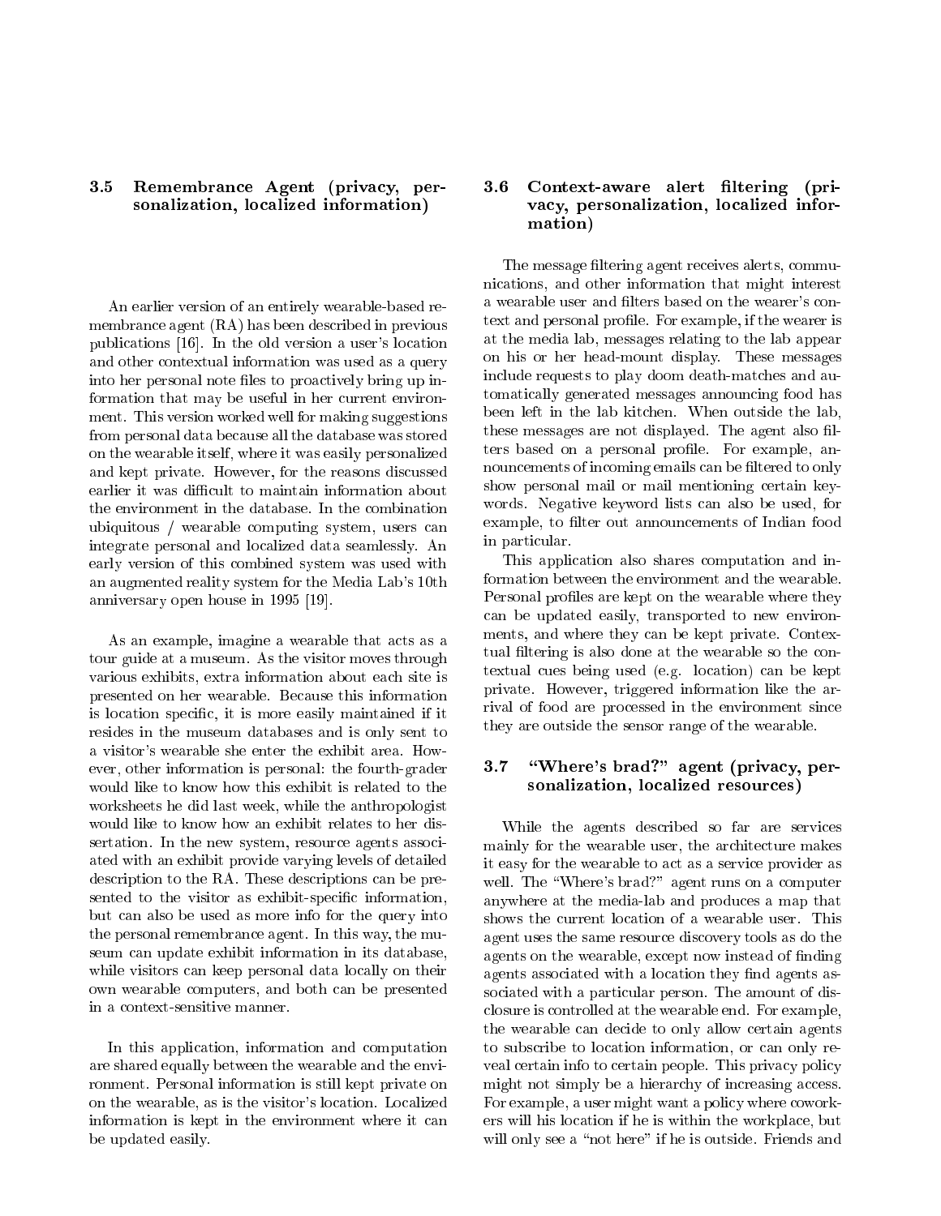### 3.5 Remembrance Agent (privacy, personalization, localized information)

An earlier version of an entirely wearable-based remembrance agent (RA) has been described in previous publications [16]. In the old version a user's location and other contextual information was used as a query into her personal note files to proactively bring up information that may be useful in her current environment. This version worked well for making suggestions from personal data because all the database was stored on the wearable itself, where it was easily personalized and kept private. However, for the reasons discussed earlier it was difficult to maintain information about the environment in the database. In the combination ubiquitous / wearable computing system, users can integrate personal and localized data seamlessly. An early version of this combined system was used with an augmented reality system for the Media Lab's 10th anniversary open house in 1995 [19].

As an example, imagine a wearable that acts as a tour guide at a museum. As the visitor moves through various exhibits, extra information about each site is presented on her wearable. Because this information is location specific, it is more easily maintained if it resides in the museum databases and is only sent to a visitor's wearable she enter the exhibit area. However, other information is personal: the fourth-grader would like to know how this exhibit is related to the worksheets he did last week, while the anthropologist would like to know how an exhibit relates to her dissertation. In the new system, resource agents associated with an exhibit provide varying levels of detailed description to the RA. These descriptions can be presented to the visitor as exhibit-specific information, but can also be used as more info for the query into the personal remembrance agent. In this way, the museum can update exhibit information in its database, while visitors can keep personal data locally on their own wearable computers, and both can be presented in a context-sensitive manner.

In this application, information and computation are shared equally between the wearable and the environment. Personal information is still kept private on on the wearable, as is the visitor's location. Localized information is kept in the environment where it can be updated easily.

### 3.6 Context-aware alert filtering (privacy, personalization, localized information)

The message filtering agent receives alerts, communications, and other information that might interest a wearable user and filters based on the wearer's context and personal profile. For example, if the wearer is at the media lab, messages relating to the lab appear on his or her head-mount display. These messages include requests to play doom death-matches and automatically generated messages announcing food has been left in the lab kitchen. When outside the lab, these messages are not displayed. The agent also filters based on a personal profile. For example, announcements of incoming emails can be filtered to only show personal mail or mail mentioning certain keywords. Negative keyword lists can also be used, for example, to filter out announcements of Indian food in particular.

This application also shares computation and information between the environment and the wearable. Personal profiles are kept on the wearable where they can be updated easily, transported to new environments, and where they can be kept private. Contextual filtering is also done at the wearable so the contextual cues being used (e.g. location) can be kept private. However, triggered information like the arrival of food are processed in the environment since they are outside the sensor range of the wearable.

### 3.7 "Where's brad?" agent (privacy, personalization, localized resources)

While the agents described so far are services mainly for the wearable user, the architecture makes it easy for the wearable to act as a service provider as well. The "Where's brad?" agent runs on a computer anywhere at the media-lab and produces a map that shows the current location of a wearable user. This agent uses the same resource discovery tools as do the agents on the wearable, except now instead of finding agents associated with a location they find agents associated with a particular person. The amount of disclosure is controlled at the wearable end. For example, the wearable can decide to only allow certain agents to subscribe to location information, or can only reveal certain info to certain people. This privacy policy might not simply be a hierarchy of increasing access. For example, a user might want a policy where coworkers will his location if he is within the workplace, but will only see a "not here" if he is outside. Friends and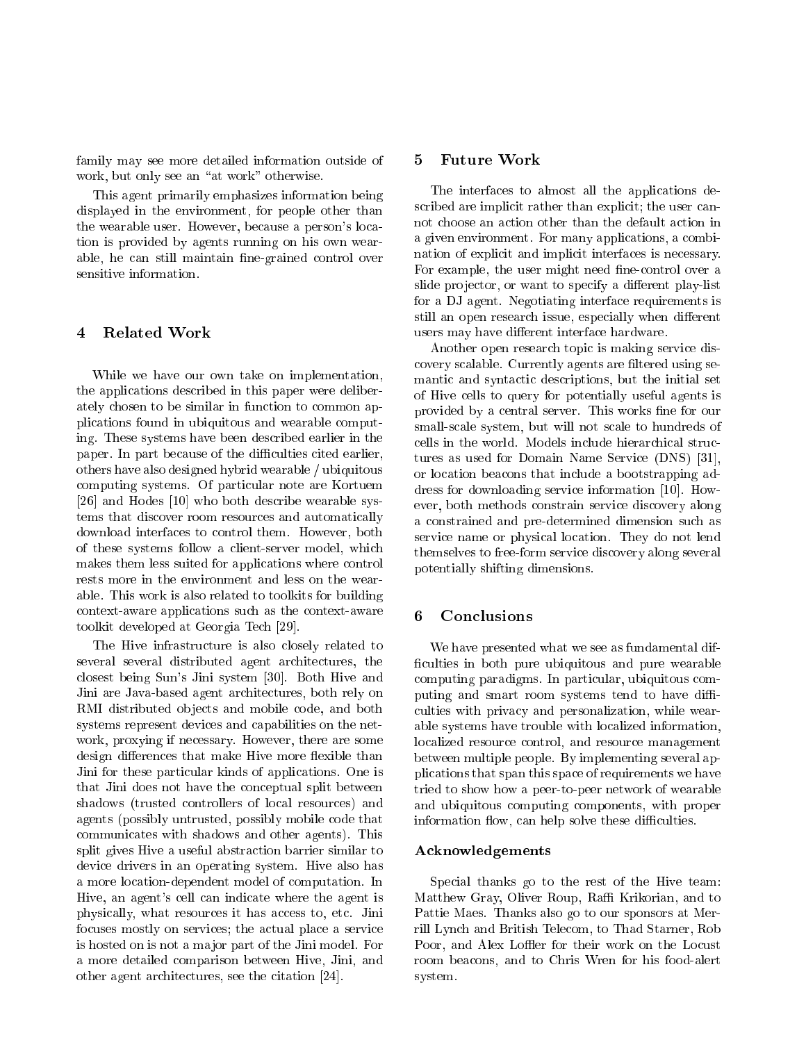family may see more detailed information outside of work, but only see an "at work" otherwise.

This agent primarily emphasizes information being displayed in the environment, for people other than the wearable user. However, because a person's location is provided by agents running on his own wearable, he can still maintain fine-grained control over sensitive information.

## 4 Related Work

While we have our own take on implementation, the applications described in this paper were deliberately chosen to be similar in function to common applications found in ubiquitous and wearable computing. These systems have been described earlier in the paper. In part because of the difficulties cited earlier, others have also designed hybrid wearable / ubiquitous computing systems. Of particular note are Kortuem [26] and Hodes [10] who both describe wearable systems that discover room resources and automatically download interfaces to control them. However, both of these systems follow a client-server model, which makes them less suited for applications where control rests more in the environment and less on the wearable. This work is also related to toolkits for building context-aware applications such as the context-aware toolkit developed at Georgia Tech [29].

The Hive infrastructure is also closely related to several several distributed agent architectures, the closest being Sun's Jini system [30]. Both Hive and Jini are Java-based agent architectures, both rely on RMI distributed objects and mobile code, and both systems represent devices and capabilities on the network, proxying if necessary. However, there are some design differences that make Hive more flexible than Jini for these particular kinds of applications. One is that Jini does not have the conceptual split between shadows (trusted controllers of local resources) and agents (possibly untrusted, possibly mobile code that communicates with shadows and other agents). This split gives Hive a useful abstraction barrier similar to device drivers in an operating system. Hive also has a more location-dependent model of computation. In Hive, an agent's cell can indicate where the agent is physically, what resources it has access to, etc. Jini focuses mostly on services; the actual place a service is hosted on is not a major part of the Jini model. For a more detailed comparison between Hive, Jini, and other agent architectures, see the citation [24].

## 5 Future Work

The interfaces to almost all the applications described are implicit rather than explicit; the user cannot choose an action other than the default action in a given environment. For many applications, a combination of explicit and implicit interfaces is necessary. For example, the user might need fine-control over a slide projector, or want to specify a different play-list for a DJ agent. Negotiating interface requirements is still an open research issue, especially when different users may have different interface hardware.

Another open research topic is making service discovery scalable. Currently agents are filtered using semantic and syntactic descriptions, but the initial set of Hive cells to query for potentially useful agents is provided by a central server. This works fine for our small-scale system, but will not scale to hundreds of cells in the world. Models include hierarchical structures as used for Domain Name Service (DNS) [31], or location beacons that include a bootstrapping address for downloading service information [10]. However, both methods constrain service discovery along a constrained and pre-determined dimension such as service name or physical location. They do not lend themselves to free-form service discovery along several potentially shifting dimensions.

## 6 Conclusions

We have presented what we see as fundamental difficulties in both pure ubiquitous and pure wearable computing paradigms. In particular, ubiquitous computing and smart room systems tend to have difficulties with privacy and personalization, while wearable systems have trouble with localized information, localized resource control, and resource management between multiple people. By implementing several applications that span this space of requirements we have tried to show how a peer-to-peer network of wearable and ubiquitous computing components, with proper information flow, can help solve these difficulties.

### Acknowledgements

Special thanks go to the rest of the Hive team: Matthew Gray, Oliver Roup, Raffi Krikorian, and to Pattie Maes. Thanks also go to our sponsors at Merrill Lynch and British Telecom, to Thad Starner, Rob Poor, and Alex Loffler for their work on the Locust room beacons, and to Chris Wren for his food-alert system.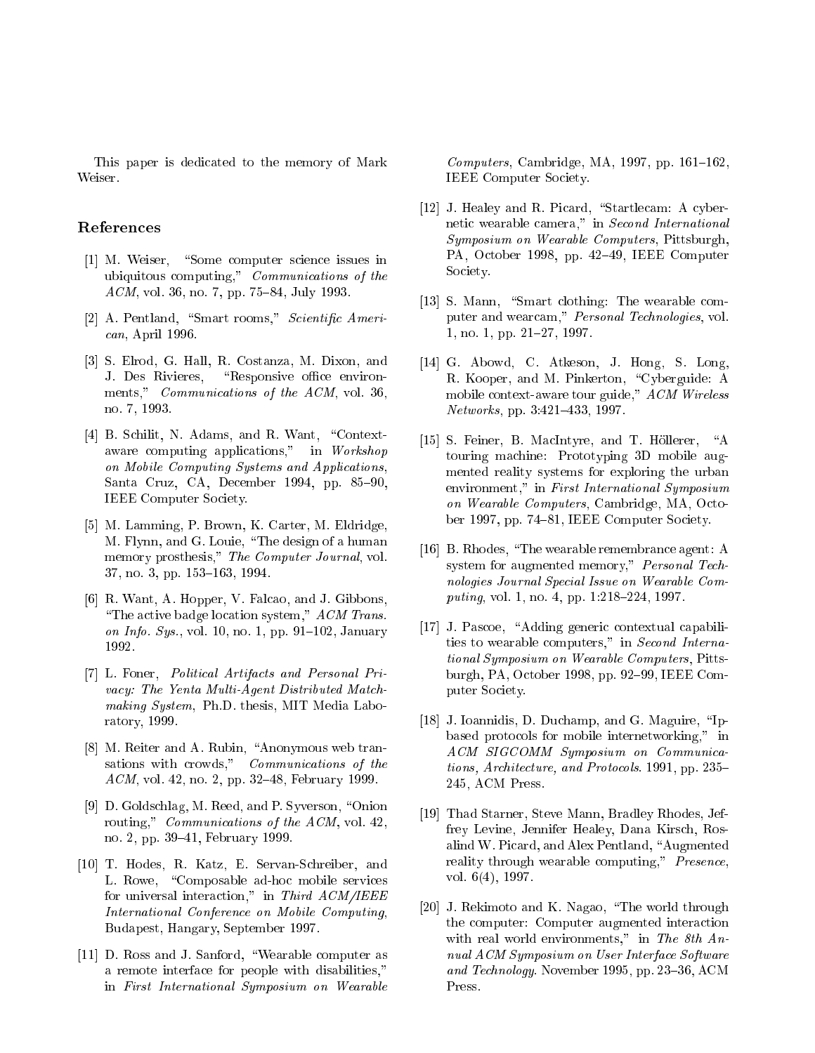This paper is dedicated to the memory of Mark Weiser.

## References

[1] M. Weiser, "Some computer science issues in ubiquitous computing," *Communications of the ACM*, vol. 36, no. 7, pp. 75–84, July 1993.

[2] A. Pentland, "Smart rooms," *Scientific American*, April 1996.

[3] S. Elrod, G. Hall, R. Costanza, M. Dixon, and J. Des Rivieres, "Responsive office environments," *Communications of the ACM*, vol. 36, no. 7, 1993.

[4] B. Schilit, N. Adams, and R. Want, "Context-aware computing applications," in *Workshop on Mobile Computing Systems and Applications*, Santa Cruz, CA, December 1994, pp. 85–90, IEEE Computer Society.

[5] M. Lamming, P. Brown, K. Carter, M. Eldridge, M. Flynn, and G. Louie, "The design of a human memory prosthesis," *The Computer Journal*, vol. 37, no. 3, pp. 153–163, 1994.

[6] R. Want, A. Hopper, V. Falcao, and J. Gibbons, "The active badge location system," *ACM Trans. on Info. Sys.*, vol. 10, no. 1, pp. 91–102, January 1992.

[7] L. Foner, *Political Artifacts and Personal Privacy: The Yenta Multi-Agent Distributed Matchmaking System*, Ph.D. thesis, MIT Media Laboratory, 1999.

[8] M. Reiter and A. Rubin, "Anonymous web transations with crowds," *Communications of the ACM*, vol. 42, no. 2, pp. 32–48, February 1999.

[9] D. Goldschlag, M. Reed, and P. Syverson, "Onion routing," *Communications of the ACM*, vol. 42, no. 2, pp. 39–41, February 1999.

[10] T. Hodes, R. Katz, E. Servan-Schreiber, and L. Rowe, "Composable ad-hoc mobile services for universal interaction," in *Third ACM/IEEE International Conference on Mobile Computing*, Budapest, Hangary, September 1997.

[11] D. Ross and J. Sanford, "Wearable computer as a remote interface for people with disabilities," in *First International Symposium on Wearable Computers*, Cambridge, MA, 1997, pp. 161–162, IEEE Computer Society.

[12] J. Healey and R. Picard, "Startlecam: A cybernetic wearable camera," in *Second International Symposium on Wearable Computers*, Pittsburgh, PA, October 1998, pp. 42–49, IEEE Computer Society.

[13] S. Mann, "Smart clothing: The wearable computer and wearcam," *Personal Technologies*, vol. 1, no. 1, pp. 21–27, 1997.

[14] G. Abowd, C. Atkeson, J. Hong, S. Long, R. Kooper, and M. Pinkerton, "Cyberguide: A mobile context-aware tour guide," *ACM Wireless Networks*, pp. 3:421–433, 1997.

[15] S. Feiner, B. MacIntyre, and T. Höllerer, "A touring machine: Prototyping 3D mobile augmented reality systems for exploring the urban environment," in *First International Symposium on Wearable Computers*, Cambridge, MA, October 1997, pp. 74–81, IEEE Computer Society.

[16] B. Rhodes, "The wearable remembrance agent: A system for augmented memory," *Personal Technologies Journal Special Issue on Wearable Computing*, vol. 1, no. 4, pp. 1:218–224, 1997.

[17] J. Pascoe, "Adding generic contextual capabilities to wearable computers," in *Second International Symposium on Wearable Computers*, Pittsburgh, PA, October 1998, pp. 92–99, IEEE Computer Society.

[18] J. Ioannidis, D. Duchamp, and G. Maguire, "Ip-based protocols for mobile internetworking," in *ACM SIGCOMM Symposium on Communications, Architecture, and Protocols*. 1991, pp. 235–245, ACM Press.

[19] Thad Starner, Steve Mann, Bradley Rhodes, Jeffrey Levine, Jennifer Healey, Dana Kirsch, Rosalind W. Picard, and Alex Pentland, "Augmented reality through wearable computing," *Presence*, vol. 6(4), 1997.

[20] J. Rekimoto and K. Nagao, "The world through the computer: Computer augmented interaction with real world environments," in *The 8th Annual ACM Symposium on User Interface Software and Technology*. November 1995, pp. 23–36, ACM Press.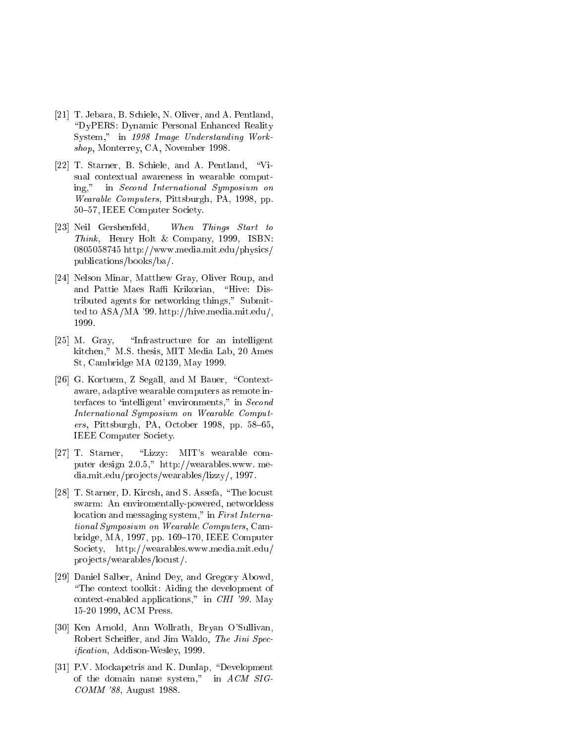[21] T. Jebara, B. Schiele, N. Oliver, and A. Pentland, "DyPERS: Dynamic Personal Enhanced Reality System," in *1998 Image Understanding Workshop*, Monterrey, CA, November 1998.

[22] T. Starner, B. Schiele, and A. Pentland, "Visual contextual awareness in wearable computing," in *Second International Symposium on Wearable Computers*, Pittsburgh, PA, 1998, pp. 50–57, IEEE Computer Society.

[23] Neil Gershenfeld, *When Things Start to Think*, Henry Holt & Company, 1999, ISBN: 0805058745 http://www.media.mit.edu/physics/publications/books/ba/.

[24] Nelson Minar, Matthew Gray, Oliver Roup, and and Pattie Maes Raffi Krikorian, "Hive: Distributed agents for networking things," Submitted to ASA/MA '99. http://hive.media.mit.edu/, 1999.

[25] M. Gray, "Infrastructure for an intelligent kitchen," M.S. thesis, MIT Media Lab, 20 Ames St, Cambridge MA 02139, May 1999.

[26] G. Kortuem, Z Segall, and M Bauer, "Context-aware, adaptive wearable computers as remote interfaces to 'intelligent' environments," in *Second International Symposium on Wearable Computers*, Pittsburgh, PA, October 1998, pp. 58–65, IEEE Computer Society.

[27] T. Starner, "Lizzy: MIT's wearable computer design 2.0.5," http://wearables.www.media.mit.edu/projects/wearables/lizzy/, 1997.

[28] T. Starner, D. Kircsh, and S. Assefa, "The locust swarm: An enviromentally-powered, networkless location and messaging system," in *First International Symposium on Wearable Computers*, Cambridge, MA, 1997, pp. 169–170, IEEE Computer Society, http://wearables.www.media.mit.edu/projects/wearables/locust/.

[29] Daniel Salber, Anind Dey, and Gregory Abowd, "The context toolkit: Aiding the development of context-enabled applications," in *CHI '99*. May 15-20 1999, ACM Press.

[30] Ken Arnold, Ann Wollrath, Bryan O'Sullivan, Robert Scheifler, and Jim Waldo, *The Jini Specification*, Addison-Wesley, 1999.

[31] P.V. Mockapetris and K. Dunlap, "Development of the domain name system," in *ACM SIGCOMM '88*, August 1988.